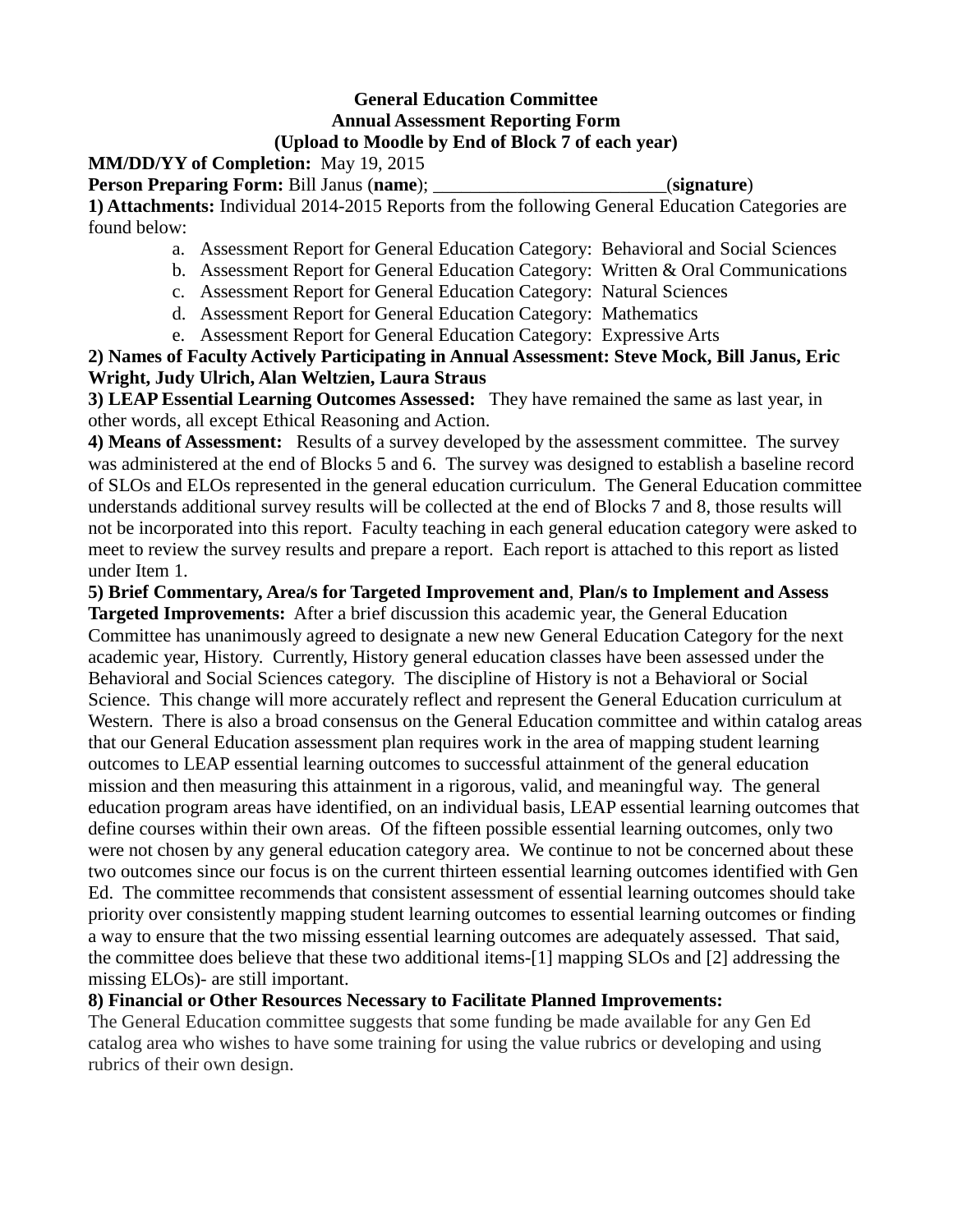**General Education Committee**
**Annual Assessment Reporting Form**
**(Upload to Moodle by End of Block 7 of each year)**

**MM/DD/YY of Completion:** May 19, 2015

**Person Preparing Form:** Bill Janus (**name**); ________________________(**signature**)

**1) Attachments:** Individual 2014-2015 Reports from the following General Education Categories are found below:

a. Assessment Report for General Education Category: Behavioral and Social Sciences
b. Assessment Report for General Education Category: Written & Oral Communications
c. Assessment Report for General Education Category: Natural Sciences
d. Assessment Report for General Education Category: Mathematics
e. Assessment Report for General Education Category: Expressive Arts

**2) Names of Faculty Actively Participating in Annual Assessment: Steve Mock, Bill Janus, Eric Wright, Judy Ulrich, Alan Weltzien, Laura Straus**

**3) LEAP Essential Learning Outcomes Assessed:** They have remained the same as last year, in other words, all except Ethical Reasoning and Action.

**4) Means of Assessment:** Results of a survey developed by the assessment committee. The survey was administered at the end of Blocks 5 and 6. The survey was designed to establish a baseline record of SLOs and ELOs represented in the general education curriculum. The General Education committee understands additional survey results will be collected at the end of Blocks 7 and 8, those results will not be incorporated into this report. Faculty teaching in each general education category were asked to meet to review the survey results and prepare a report. Each report is attached to this report as listed under Item 1.

**5) Brief Commentary, Area/s for Targeted Improvement and, Plan/s to Implement and Assess Targeted Improvements:** After a brief discussion this academic year, the General Education Committee has unanimously agreed to designate a new new General Education Category for the next academic year, History. Currently, History general education classes have been assessed under the Behavioral and Social Sciences category. The discipline of History is not a Behavioral or Social Science. This change will more accurately reflect and represent the General Education curriculum at Western. There is also a broad consensus on the General Education committee and within catalog areas that our General Education assessment plan requires work in the area of mapping student learning outcomes to LEAP essential learning outcomes to successful attainment of the general education mission and then measuring this attainment in a rigorous, valid, and meaningful way. The general education program areas have identified, on an individual basis, LEAP essential learning outcomes that define courses within their own areas. Of the fifteen possible essential learning outcomes, only two were not chosen by any general education category area. We continue to not be concerned about these two outcomes since our focus is on the current thirteen essential learning outcomes identified with Gen Ed. The committee recommends that consistent assessment of essential learning outcomes should take priority over consistently mapping student learning outcomes to essential learning outcomes or finding a way to ensure that the two missing essential learning outcomes are adequately assessed. That said, the committee does believe that these two additional items-[1] mapping SLOs and [2] addressing the missing ELOs)- are still important.

**8) Financial or Other Resources Necessary to Facilitate Planned Improvements:**
The General Education committee suggests that some funding be made available for any Gen Ed catalog area who wishes to have some training for using the value rubrics or developing and using rubrics of their own design.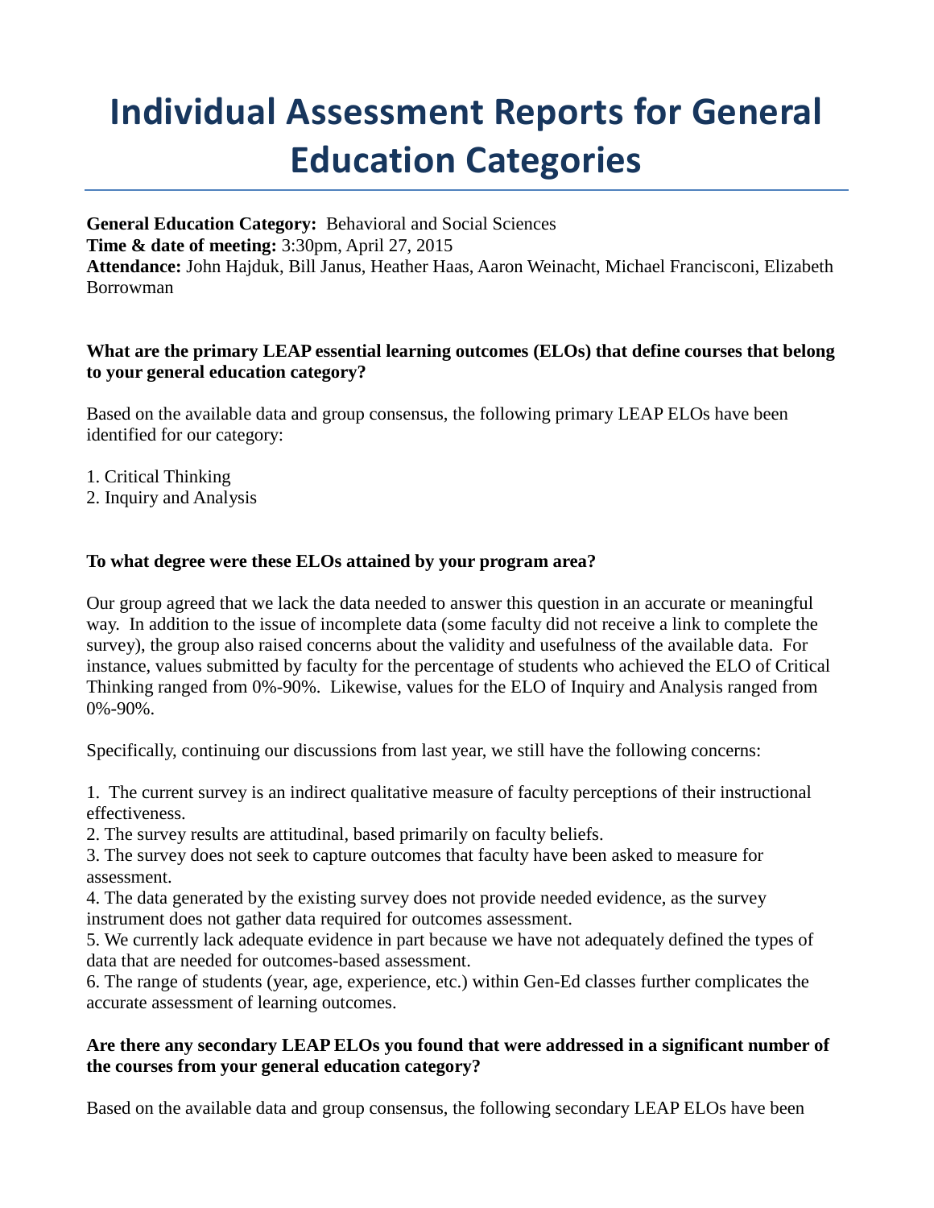# Individual Assessment Reports for General Education Categories

**General Education Category:** Behavioral and Social Sciences
**Time & date of meeting:** 3:30pm, April 27, 2015
**Attendance:** John Hajduk, Bill Janus, Heather Haas, Aaron Weinacht, Michael Francisconi, Elizabeth Borrowman

**What are the primary LEAP essential learning outcomes (ELOs) that define courses that belong to your general education category?**

Based on the available data and group consensus, the following primary LEAP ELOs have been identified for our category:

1. Critical Thinking
2. Inquiry and Analysis

**To what degree were these ELOs attained by your program area?**

Our group agreed that we lack the data needed to answer this question in an accurate or meaningful way. In addition to the issue of incomplete data (some faculty did not receive a link to complete the survey), the group also raised concerns about the validity and usefulness of the available data. For instance, values submitted by faculty for the percentage of students who achieved the ELO of Critical Thinking ranged from 0%-90%. Likewise, values for the ELO of Inquiry and Analysis ranged from 0%-90%.

Specifically, continuing our discussions from last year, we still have the following concerns:

1. The current survey is an indirect qualitative measure of faculty perceptions of their instructional effectiveness.
2. The survey results are attitudinal, based primarily on faculty beliefs.
3. The survey does not seek to capture outcomes that faculty have been asked to measure for assessment.
4. The data generated by the existing survey does not provide needed evidence, as the survey instrument does not gather data required for outcomes assessment.
5. We currently lack adequate evidence in part because we have not adequately defined the types of data that are needed for outcomes-based assessment.
6. The range of students (year, age, experience, etc.) within Gen-Ed classes further complicates the accurate assessment of learning outcomes.

**Are there any secondary LEAP ELOs you found that were addressed in a significant number of the courses from your general education category?**

Based on the available data and group consensus, the following secondary LEAP ELOs have been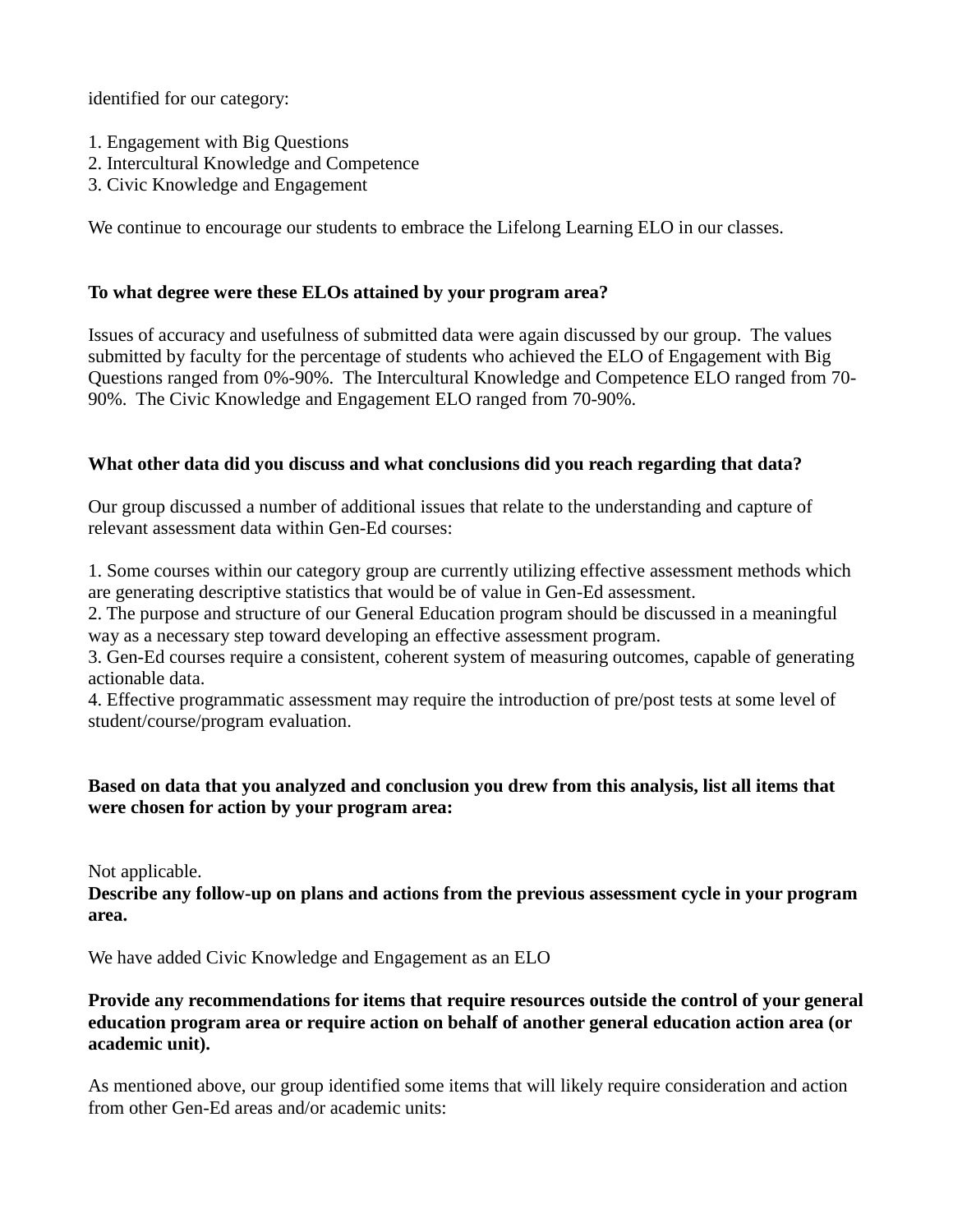identified for our category:

1. Engagement with Big Questions
2. Intercultural Knowledge and Competence
3. Civic Knowledge and Engagement

We continue to encourage our students to embrace the Lifelong Learning ELO in our classes.

**To what degree were these ELOs attained by your program area?**

Issues of accuracy and usefulness of submitted data were again discussed by our group. The values submitted by faculty for the percentage of students who achieved the ELO of Engagement with Big Questions ranged from 0%-90%. The Intercultural Knowledge and Competence ELO ranged from 70-90%. The Civic Knowledge and Engagement ELO ranged from 70-90%.

**What other data did you discuss and what conclusions did you reach regarding that data?**

Our group discussed a number of additional issues that relate to the understanding and capture of relevant assessment data within Gen-Ed courses:

1. Some courses within our category group are currently utilizing effective assessment methods which are generating descriptive statistics that would be of value in Gen-Ed assessment.
2. The purpose and structure of our General Education program should be discussed in a meaningful way as a necessary step toward developing an effective assessment program.
3. Gen-Ed courses require a consistent, coherent system of measuring outcomes, capable of generating actionable data.
4. Effective programmatic assessment may require the introduction of pre/post tests at some level of student/course/program evaluation.

**Based on data that you analyzed and conclusion you drew from this analysis, list all items that were chosen for action by your program area:**

Not applicable.

**Describe any follow-up on plans and actions from the previous assessment cycle in your program area.**

We have added Civic Knowledge and Engagement as an ELO

**Provide any recommendations for items that require resources outside the control of your general education program area or require action on behalf of another general education action area (or academic unit).**

As mentioned above, our group identified some items that will likely require consideration and action from other Gen-Ed areas and/or academic units: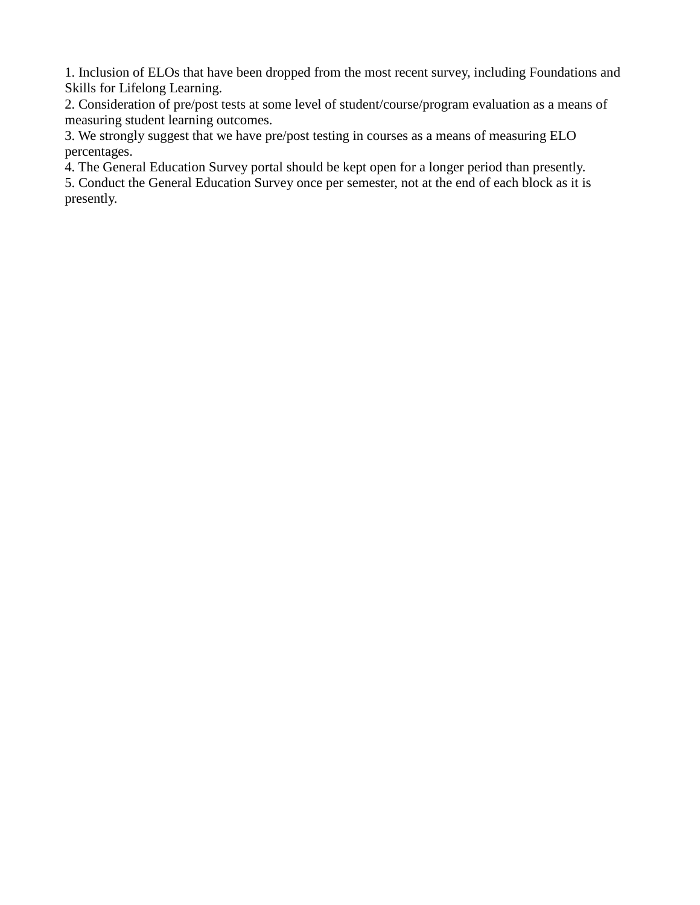1. Inclusion of ELOs that have been dropped from the most recent survey, including Foundations and Skills for Lifelong Learning.
2. Consideration of pre/post tests at some level of student/course/program evaluation as a means of measuring student learning outcomes.
3. We strongly suggest that we have pre/post testing in courses as a means of measuring ELO percentages.
4. The General Education Survey portal should be kept open for a longer period than presently.
5. Conduct the General Education Survey once per semester, not at the end of each block as it is presently.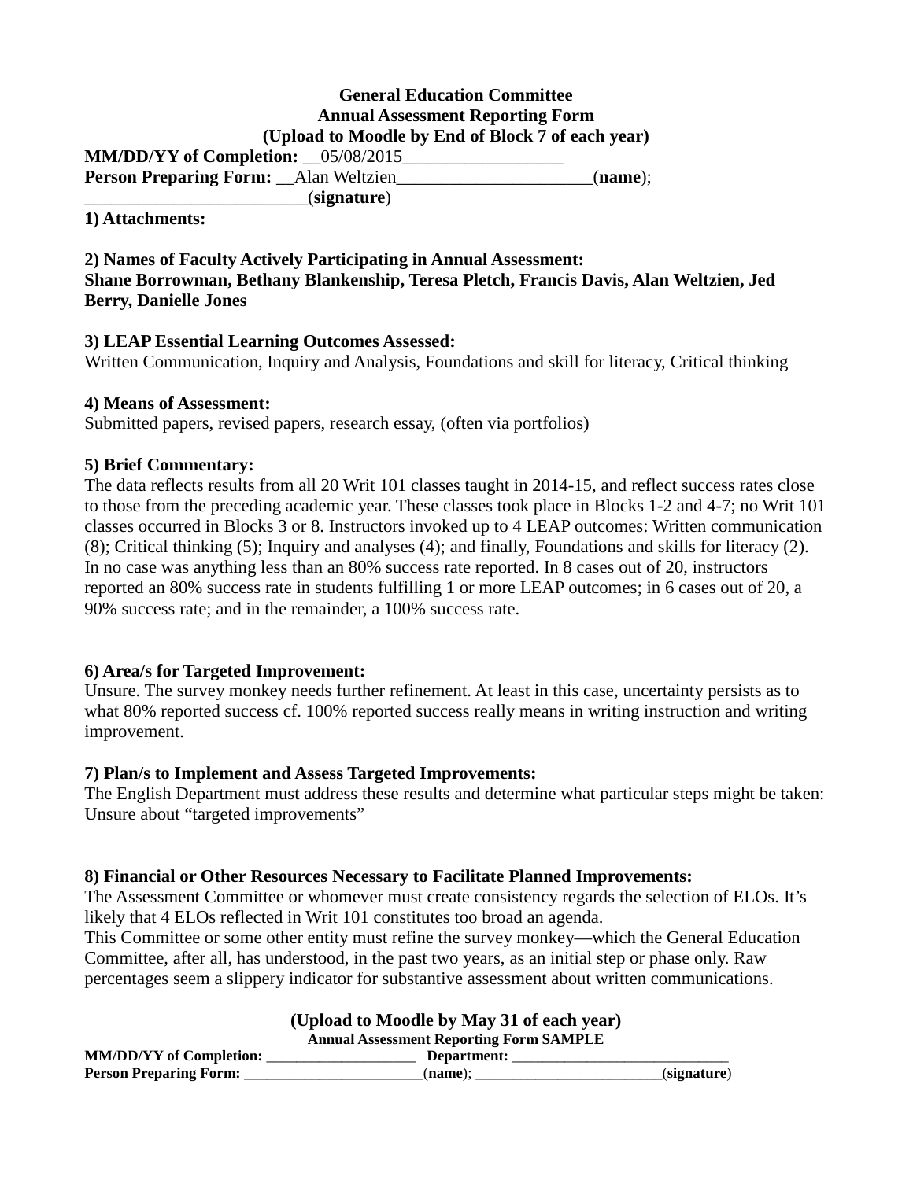**General Education Committee**
**Annual Assessment Reporting Form**
**(Upload to Moodle by End of Block 7 of each year)**

**MM/DD/YY of Completion:** __05/08/2015__________________
**Person Preparing Form:** __Alan Weltzien______________________(**name**);
_________________________(**signature**)

**1) Attachments:**

**2) Names of Faculty Actively Participating in Annual Assessment:**
**Shane Borrowman, Bethany Blankenship, Teresa Pletch, Francis Davis, Alan Weltzien, Jed Berry, Danielle Jones**

**3) LEAP Essential Learning Outcomes Assessed:**
Written Communication, Inquiry and Analysis, Foundations and skill for literacy, Critical thinking

**4) Means of Assessment:**
Submitted papers, revised papers, research essay, (often via portfolios)

**5) Brief Commentary:**
The data reflects results from all 20 Writ 101 classes taught in 2014-15, and reflect success rates close to those from the preceding academic year. These classes took place in Blocks 1-2 and 4-7; no Writ 101 classes occurred in Blocks 3 or 8. Instructors invoked up to 4 LEAP outcomes: Written communication (8); Critical thinking (5); Inquiry and analyses (4); and finally, Foundations and skills for literacy (2). In no case was anything less than an 80% success rate reported. In 8 cases out of 20, instructors reported an 80% success rate in students fulfilling 1 or more LEAP outcomes; in 6 cases out of 20, a 90% success rate; and in the remainder, a 100% success rate.

**6) Area/s for Targeted Improvement:**
Unsure. The survey monkey needs further refinement. At least in this case, uncertainty persists as to what 80% reported success cf. 100% reported success really means in writing instruction and writing improvement.

**7) Plan/s to Implement and Assess Targeted Improvements:**
The English Department must address these results and determine what particular steps might be taken: Unsure about "targeted improvements"

**8) Financial or Other Resources Necessary to Facilitate Planned Improvements:**
The Assessment Committee or whomever must create consistency regards the selection of ELOs. It's likely that 4 ELOs reflected in Writ 101 constitutes too broad an agenda.
This Committee or some other entity must refine the survey monkey—which the General Education Committee, after all, has understood, in the past two years, as an initial step or phase only. Raw percentages seem a slippery indicator for substantive assessment about written communications.

**(Upload to Moodle by May 31 of each year)**
**Annual Assessment Reporting Form SAMPLE**

**MM/DD/YY of Completion:** ____________________ **Department:** ____________________________
**Person Preparing Form:** _______________________(**name**); ________________________(**signature**)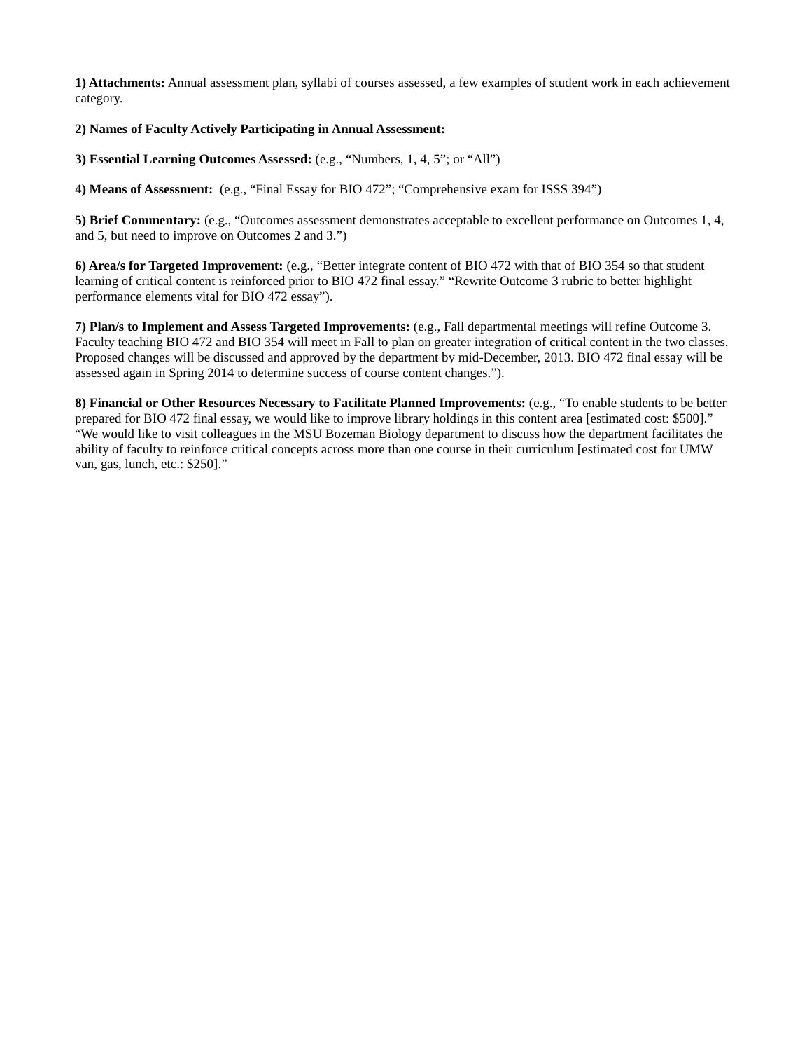**1) Attachments:** Annual assessment plan, syllabi of courses assessed, a few examples of student work in each achievement category.

**2) Names of Faculty Actively Participating in Annual Assessment:**

**3) Essential Learning Outcomes Assessed:** (e.g., "Numbers, 1, 4, 5"; or "All")

**4) Means of Assessment:** (e.g., "Final Essay for BIO 472"; "Comprehensive exam for ISSS 394")

**5) Brief Commentary:** (e.g., "Outcomes assessment demonstrates acceptable to excellent performance on Outcomes 1, 4, and 5, but need to improve on Outcomes 2 and 3.")

**6) Area/s for Targeted Improvement:** (e.g., "Better integrate content of BIO 472 with that of BIO 354 so that student learning of critical content is reinforced prior to BIO 472 final essay." "Rewrite Outcome 3 rubric to better highlight performance elements vital for BIO 472 essay").

**7) Plan/s to Implement and Assess Targeted Improvements:** (e.g., Fall departmental meetings will refine Outcome 3. Faculty teaching BIO 472 and BIO 354 will meet in Fall to plan on greater integration of critical content in the two classes. Proposed changes will be discussed and approved by the department by mid-December, 2013. BIO 472 final essay will be assessed again in Spring 2014 to determine success of course content changes.").

**8) Financial or Other Resources Necessary to Facilitate Planned Improvements:** (e.g., "To enable students to be better prepared for BIO 472 final essay, we would like to improve library holdings in this content area [estimated cost: $500]." "We would like to visit colleagues in the MSU Bozeman Biology department to discuss how the department facilitates the ability of faculty to reinforce critical concepts across more than one course in their curriculum [estimated cost for UMW van, gas, lunch, etc.: $250]."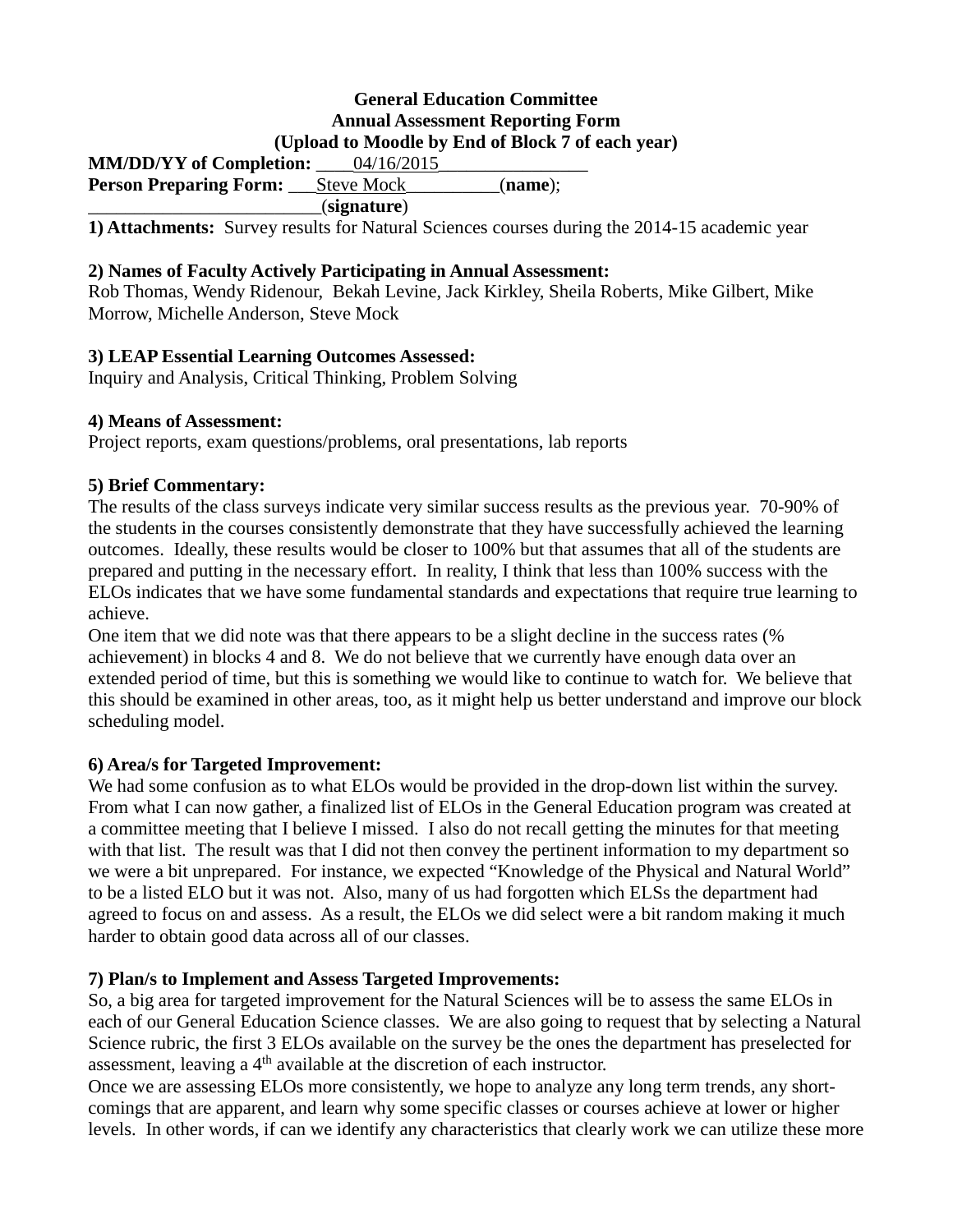**General Education Committee**
**Annual Assessment Reporting Form**
**(Upload to Moodle by End of Block 7 of each year)**

**MM/DD/YY of Completion:** ____04/16/2015________________
**Person Preparing Form:** ___Steve Mock__________(**name**);
_________________________(**signature**)

**1) Attachments:** Survey results for Natural Sciences courses during the 2014-15 academic year

**2) Names of Faculty Actively Participating in Annual Assessment:**
Rob Thomas, Wendy Ridenour, Bekah Levine, Jack Kirkley, Sheila Roberts, Mike Gilbert, Mike Morrow, Michelle Anderson, Steve Mock

**3) LEAP Essential Learning Outcomes Assessed:**
Inquiry and Analysis, Critical Thinking, Problem Solving

**4) Means of Assessment:**
Project reports, exam questions/problems, oral presentations, lab reports

**5) Brief Commentary:**
The results of the class surveys indicate very similar success results as the previous year. 70-90% of the students in the courses consistently demonstrate that they have successfully achieved the learning outcomes. Ideally, these results would be closer to 100% but that assumes that all of the students are prepared and putting in the necessary effort. In reality, I think that less than 100% success with the ELOs indicates that we have some fundamental standards and expectations that require true learning to achieve.
One item that we did note was that there appears to be a slight decline in the success rates (% achievement) in blocks 4 and 8. We do not believe that we currently have enough data over an extended period of time, but this is something we would like to continue to watch for. We believe that this should be examined in other areas, too, as it might help us better understand and improve our block scheduling model.

**6) Area/s for Targeted Improvement:**
We had some confusion as to what ELOs would be provided in the drop-down list within the survey. From what I can now gather, a finalized list of ELOs in the General Education program was created at a committee meeting that I believe I missed. I also do not recall getting the minutes for that meeting with that list. The result was that I did not then convey the pertinent information to my department so we were a bit unprepared. For instance, we expected "Knowledge of the Physical and Natural World" to be a listed ELO but it was not. Also, many of us had forgotten which ELSs the department had agreed to focus on and assess. As a result, the ELOs we did select were a bit random making it much harder to obtain good data across all of our classes.

**7) Plan/s to Implement and Assess Targeted Improvements:**
So, a big area for targeted improvement for the Natural Sciences will be to assess the same ELOs in each of our General Education Science classes. We are also going to request that by selecting a Natural Science rubric, the first 3 ELOs available on the survey be the ones the department has preselected for assessment, leaving a 4th available at the discretion of each instructor.
Once we are assessing ELOs more consistently, we hope to analyze any long term trends, any short-comings that are apparent, and learn why some specific classes or courses achieve at lower or higher levels. In other words, if can we identify any characteristics that clearly work we can utilize these more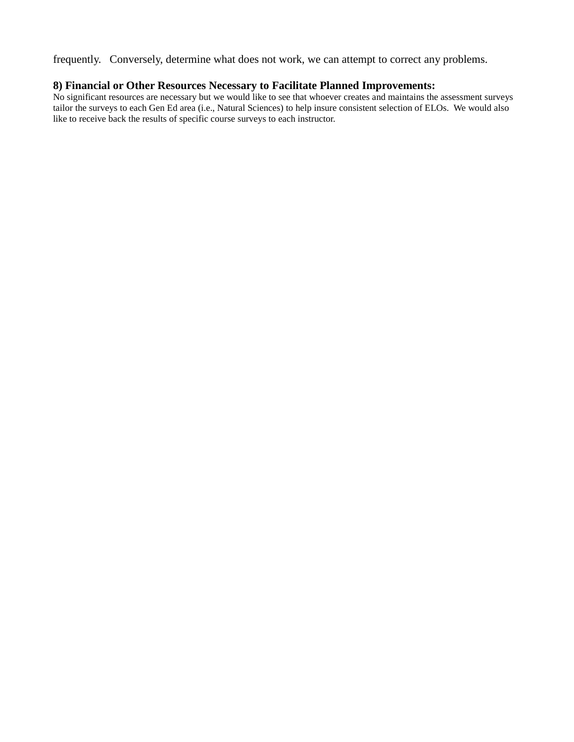frequently.   Conversely, determine what does not work, we can attempt to correct any problems.

**8) Financial or Other Resources Necessary to Facilitate Planned Improvements:**

No significant resources are necessary but we would like to see that whoever creates and maintains the assessment surveys tailor the surveys to each Gen Ed area (i.e., Natural Sciences) to help insure consistent selection of ELOs.  We would also like to receive back the results of specific course surveys to each instructor.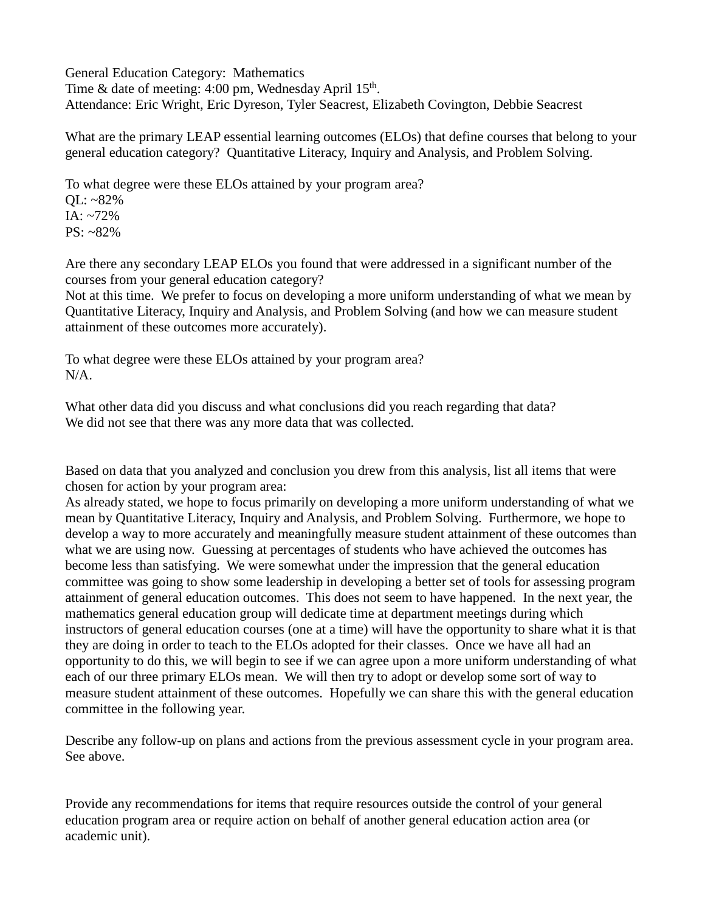General Education Category: Mathematics
Time & date of meeting: 4:00 pm, Wednesday April 15th.
Attendance: Eric Wright, Eric Dyreson, Tyler Seacrest, Elizabeth Covington, Debbie Seacrest

What are the primary LEAP essential learning outcomes (ELOs) that define courses that belong to your general education category? Quantitative Literacy, Inquiry and Analysis, and Problem Solving.

To what degree were these ELOs attained by your program area?
QL: ~82%
IA: ~72%
PS: ~82%

Are there any secondary LEAP ELOs you found that were addressed in a significant number of the courses from your general education category?
Not at this time. We prefer to focus on developing a more uniform understanding of what we mean by Quantitative Literacy, Inquiry and Analysis, and Problem Solving (and how we can measure student attainment of these outcomes more accurately).

To what degree were these ELOs attained by your program area?
N/A.

What other data did you discuss and what conclusions did you reach regarding that data?
We did not see that there was any more data that was collected.

Based on data that you analyzed and conclusion you drew from this analysis, list all items that were chosen for action by your program area:
As already stated, we hope to focus primarily on developing a more uniform understanding of what we mean by Quantitative Literacy, Inquiry and Analysis, and Problem Solving. Furthermore, we hope to develop a way to more accurately and meaningfully measure student attainment of these outcomes than what we are using now. Guessing at percentages of students who have achieved the outcomes has become less than satisfying. We were somewhat under the impression that the general education committee was going to show some leadership in developing a better set of tools for assessing program attainment of general education outcomes. This does not seem to have happened. In the next year, the mathematics general education group will dedicate time at department meetings during which instructors of general education courses (one at a time) will have the opportunity to share what it is that they are doing in order to teach to the ELOs adopted for their classes. Once we have all had an opportunity to do this, we will begin to see if we can agree upon a more uniform understanding of what each of our three primary ELOs mean. We will then try to adopt or develop some sort of way to measure student attainment of these outcomes. Hopefully we can share this with the general education committee in the following year.

Describe any follow-up on plans and actions from the previous assessment cycle in your program area.
See above.

Provide any recommendations for items that require resources outside the control of your general education program area or require action on behalf of another general education action area (or academic unit).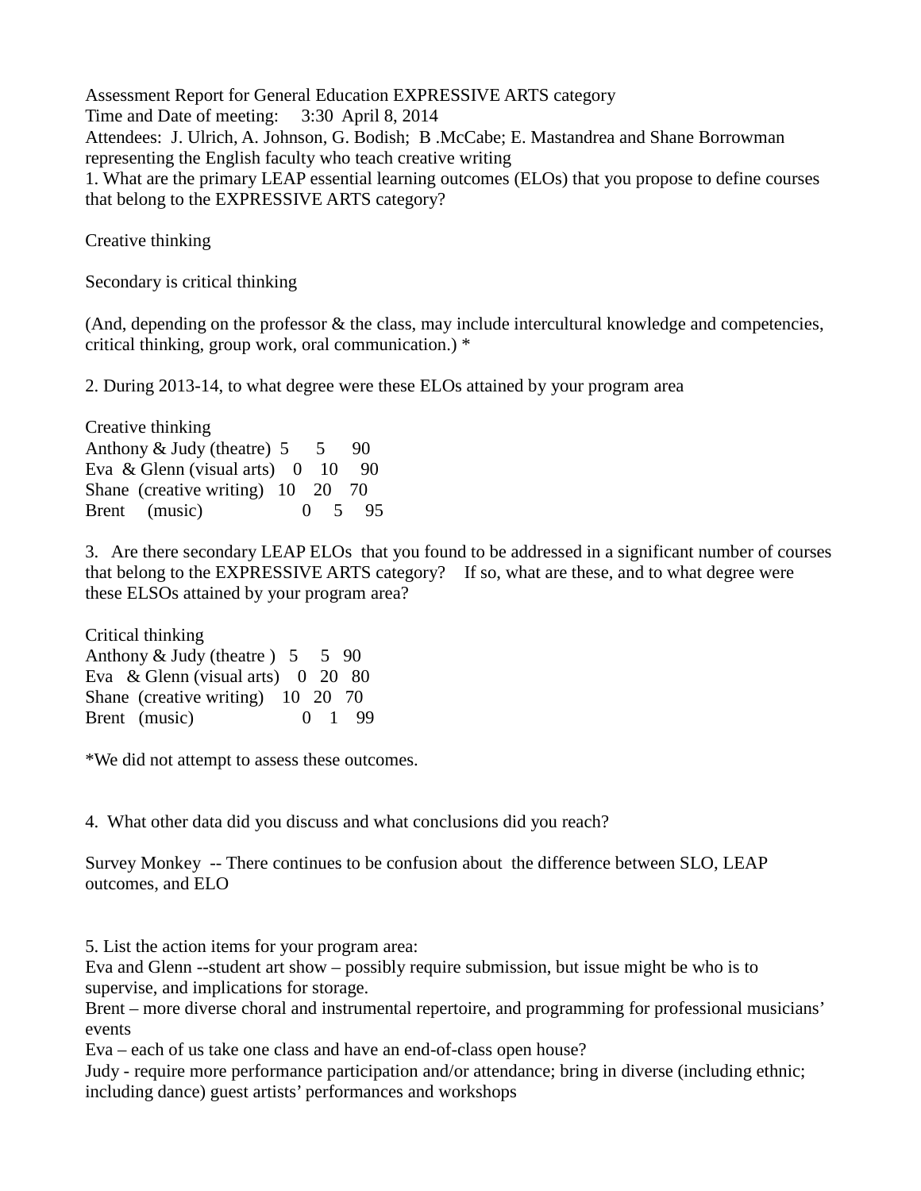Assessment Report for General Education EXPRESSIVE ARTS category
Time and Date of meeting: 3:30 April 8, 2014
Attendees: J. Ulrich, A. Johnson, G. Bodish; B .McCabe; E. Mastandrea and Shane Borrowman representing the English faculty who teach creative writing

1. What are the primary LEAP essential learning outcomes (ELOs) that you propose to define courses that belong to the EXPRESSIVE ARTS category?

Creative thinking

Secondary is critical thinking

(And, depending on the professor & the class, may include intercultural knowledge and competencies, critical thinking, group work, oral communication.) *

2. During 2013-14, to what degree were these ELOs attained by your program area

Creative thinking

| | | | |
|---|---|---|---|
| Anthony & Judy (theatre) | 5 | 5 | 90 |
| Eva & Glenn (visual arts) | 0 | 10 | 90 |
| Shane (creative writing) | 10 | 20 | 70 |
| Brent (music) | 0 | 5 | 95 |

3. Are there secondary LEAP ELOs that you found to be addressed in a significant number of courses that belong to the EXPRESSIVE ARTS category? If so, what are these, and to what degree were these ELSOs attained by your program area?

Critical thinking

| | | | |
|---|---|---|---|
| Anthony & Judy (theatre ) | 5 | 5 | 90 |
| Eva & Glenn (visual arts) | 0 | 20 | 80 |
| Shane (creative writing) | 10 | 20 | 70 |
| Brent (music) | 0 | 1 | 99 |

*We did not attempt to assess these outcomes.

4. What other data did you discuss and what conclusions did you reach?

Survey Monkey -- There continues to be confusion about the difference between SLO, LEAP outcomes, and ELO

5. List the action items for your program area:

Eva and Glenn --student art show – possibly require submission, but issue might be who is to supervise, and implications for storage.

Brent – more diverse choral and instrumental repertoire, and programming for professional musicians' events

Eva – each of us take one class and have an end-of-class open house?

Judy - require more performance participation and/or attendance; bring in diverse (including ethnic; including dance) guest artists' performances and workshops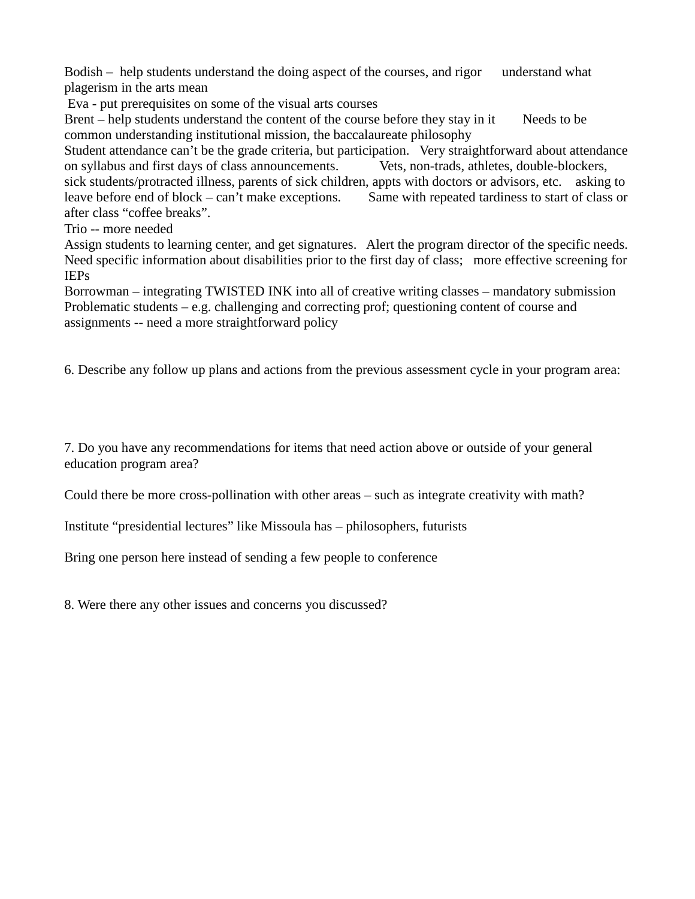Bodish – help students understand the doing aspect of the courses, and rigor understand what plagerism in the arts mean
Eva - put prerequisites on some of the visual arts courses
Brent – help students understand the content of the course before they stay in it Needs to be common understanding institutional mission, the baccalaureate philosophy
Student attendance can't be the grade criteria, but participation. Very straightforward about attendance on syllabus and first days of class announcements. Vets, non-trads, athletes, double-blockers, sick students/protracted illness, parents of sick children, appts with doctors or advisors, etc. asking to leave before end of block – can't make exceptions. Same with repeated tardiness to start of class or after class "coffee breaks".
Trio -- more needed
Assign students to learning center, and get signatures. Alert the program director of the specific needs. Need specific information about disabilities prior to the first day of class; more effective screening for IEPs
Borrowman – integrating TWISTED INK into all of creative writing classes – mandatory submission
Problematic students – e.g. challenging and correcting prof; questioning content of course and assignments -- need a more straightforward policy

6. Describe any follow up plans and actions from the previous assessment cycle in your program area:

7. Do you have any recommendations for items that need action above or outside of your general education program area?

Could there be more cross-pollination with other areas – such as integrate creativity with math?

Institute "presidential lectures" like Missoula has – philosophers, futurists

Bring one person here instead of sending a few people to conference

8. Were there any other issues and concerns you discussed?